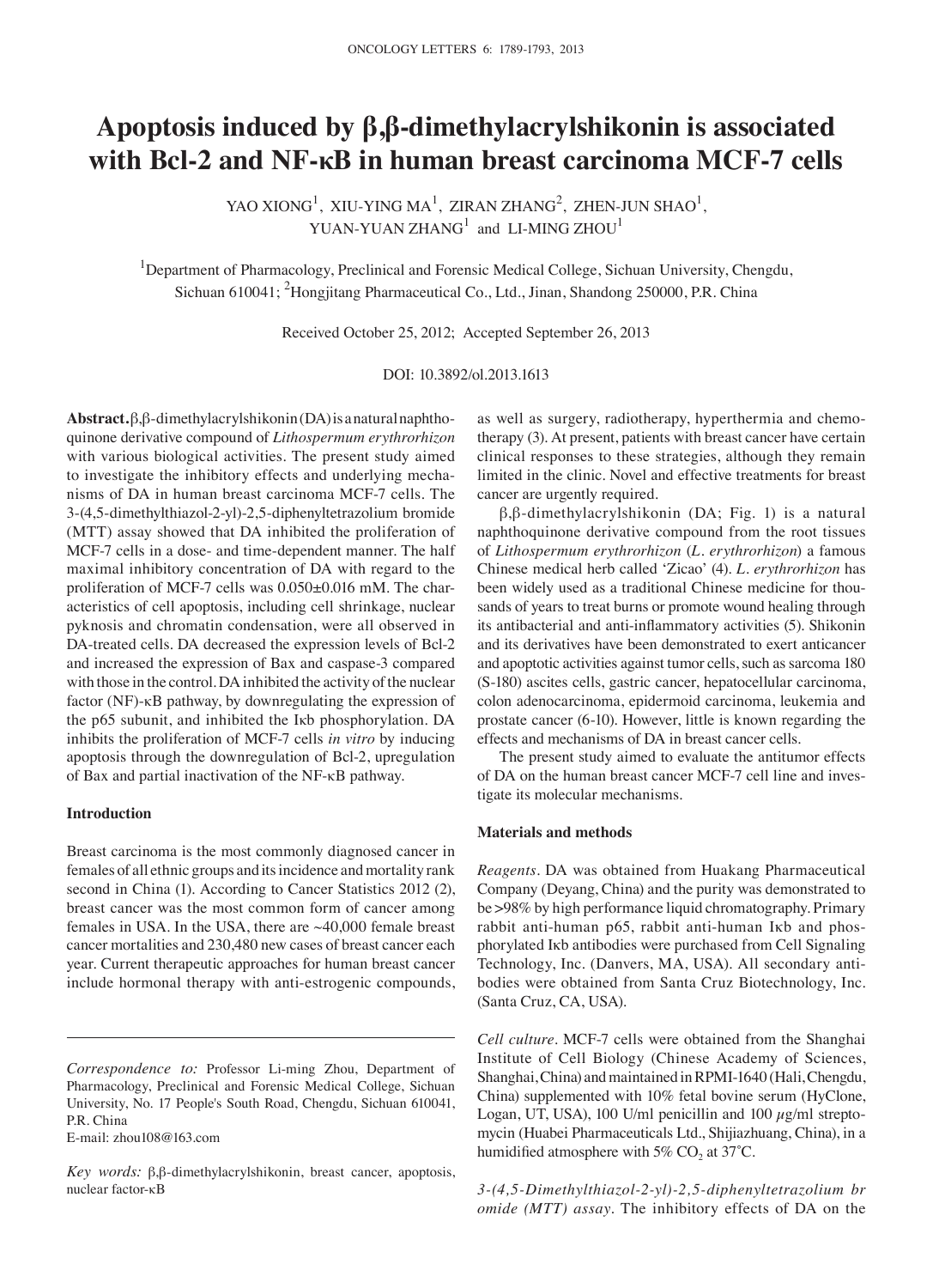# Apoptosis induced by β,β-dimethylacrylshikonin is associated with Bcl-2 and NF-κB in human breast carcinoma MCF-7 cells

YAO XIONG[1], XIU-YING MA[1], ZIRAN ZHANG[2], ZHEN-JUN SHAO[1], YUAN-YUAN ZHANG[1] and LI-MING ZHOU[1]

[1]Department of Pharmacology, Preclinical and Forensic Medical College, Sichuan University, Chengdu, Sichuan 610041; [2]Hongjitang Pharmaceutical Co., Ltd., Jinan, Shandong 250000, P.R. China

Received October 25, 2012; Accepted September 26, 2013

DOI: 10.3892/ol.2013.1613

**Abstract.** β,β-dimethylacrylshikonin (DA) is a natural naphthoquinone derivative compound of *Lithospermum erythrorhizon* with various biological activities. The present study aimed to investigate the inhibitory effects and underlying mechanisms of DA in human breast carcinoma MCF-7 cells. The 3-(4,5-dimethylthiazol-2-yl)-2,5-diphenyltetrazolium bromide (MTT) assay showed that DA inhibited the proliferation of MCF-7 cells in a dose- and time-dependent manner. The half maximal inhibitory concentration of DA with regard to the proliferation of MCF-7 cells was 0.050±0.016 mM. The characteristics of cell apoptosis, including cell shrinkage, nuclear pyknosis and chromatin condensation, were all observed in DA-treated cells. DA decreased the expression levels of Bcl-2 and increased the expression of Bax and caspase-3 compared with those in the control. DA inhibited the activity of the nuclear factor (NF)-κB pathway, by downregulating the expression of the p65 subunit, and inhibited the Iκb phosphorylation. DA inhibits the proliferation of MCF-7 cells *in vitro* by inducing apoptosis through the downregulation of Bcl-2, upregulation of Bax and partial inactivation of the NF-κB pathway.

## Introduction

Breast carcinoma is the most commonly diagnosed cancer in females of all ethnic groups and its incidence and mortality rank second in China (1). According to Cancer Statistics 2012 (2), breast cancer was the most common form of cancer among females in USA. In the USA, there are ~40,000 female breast cancer mortalities and 230,480 new cases of breast cancer each year. Current therapeutic approaches for human breast cancer include hormonal therapy with anti-estrogenic compounds, as well as surgery, radiotherapy, hyperthermia and chemotherapy (3). At present, patients with breast cancer have certain clinical responses to these strategies, although they remain limited in the clinic. Novel and effective treatments for breast cancer are urgently required.

β,β-dimethylacrylshikonin (DA; Fig. 1) is a natural naphthoquinone derivative compound from the root tissues of *Lithospermum erythrorhizon* (*L. erythrorhizon*) a famous Chinese medical herb called 'Zicao' (4). *L. erythrorhizon* has been widely used as a traditional Chinese medicine for thousands of years to treat burns or promote wound healing through its antibacterial and anti-inflammatory activities (5). Shikonin and its derivatives have been demonstrated to exert anticancer and apoptotic activities against tumor cells, such as sarcoma 180 (S-180) ascites cells, gastric cancer, hepatocellular carcinoma, colon adenocarcinoma, epidermoid carcinoma, leukemia and prostate cancer (6-10). However, little is known regarding the effects and mechanisms of DA in breast cancer cells.

The present study aimed to evaluate the antitumor effects of DA on the human breast cancer MCF-7 cell line and investigate its molecular mechanisms.

## Materials and methods

*Reagents.* DA was obtained from Huakang Pharmaceutical Company (Deyang, China) and the purity was demonstrated to be >98% by high performance liquid chromatography. Primary rabbit anti-human p65, rabbit anti-human Iκb and phosphorylated Iκb antibodies were purchased from Cell Signaling Technology, Inc. (Danvers, MA, USA). All secondary antibodies were obtained from Santa Cruz Biotechnology, Inc. (Santa Cruz, CA, USA).

*Cell culture.* MCF-7 cells were obtained from the Shanghai Institute of Cell Biology (Chinese Academy of Sciences, Shanghai, China) and maintained in RPMI-1640 (Hali, Chengdu, China) supplemented with 10% fetal bovine serum (HyClone, Logan, UT, USA), 100 U/ml penicillin and 100 µg/ml streptomycin (Huabei Pharmaceuticals Ltd., Shijiazhuang, China), in a humidified atmosphere with 5% $CO_2$ at 37˚C.

*3-(4,5-Dimethylthiazol-2-yl)-2,5-diphenyltetrazolium bromide (MTT) assay.* The inhibitory effects of DA on the

---

*Correspondence to:* Professor Li-ming Zhou, Department of Pharmacology, Preclinical and Forensic Medical College, Sichuan University, No. 17 People's South Road, Chengdu, Sichuan 610041, P.R. China
E-mail: zhou108@163.com

*Key words:* β,β-dimethylacrylshikonin, breast cancer, apoptosis, nuclear factor-κB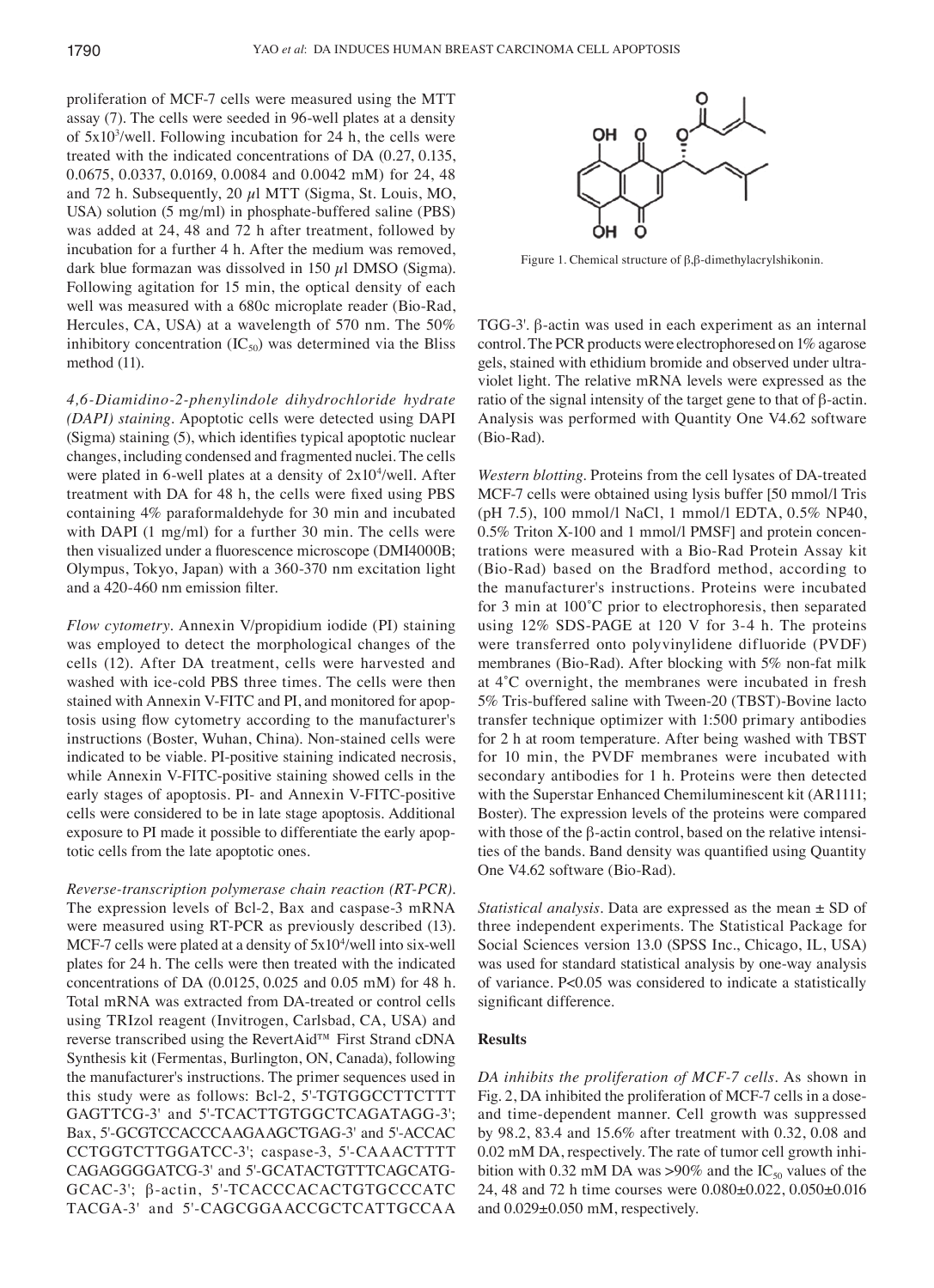proliferation of MCF-7 cells were measured using the MTT assay (7). The cells were seeded in 96-well plates at a density of $5 \times 10^3$/well. Following incubation for 24 h, the cells were treated with the indicated concentrations of DA (0.27, 0.135, 0.0675, 0.0337, 0.0169, 0.0084 and 0.0042 mM) for 24, 48 and 72 h. Subsequently, 20 $\mu$l MTT (Sigma, St. Louis, MO, USA) solution (5 mg/ml) in phosphate-buffered saline (PBS) was added at 24, 48 and 72 h after treatment, followed by incubation for a further 4 h. After the medium was removed, dark blue formazan was dissolved in 150 $\mu$l DMSO (Sigma). Following agitation for 15 min, the optical density of each well was measured with a 680c microplate reader (Bio-Rad, Hercules, CA, USA) at a wavelength of 570 nm. The 50% inhibitory concentration ($IC_{50}$) was determined via the Bliss method (11).

*4,6-Diamidino-2-phenylindole dihydrochloride hydrate (DAPI) staining.* Apoptotic cells were detected using DAPI (Sigma) staining (5), which identifies typical apoptotic nuclear changes, including condensed and fragmented nuclei. The cells were plated in 6-well plates at a density of $2 \times 10^4$/well. After treatment with DA for 48 h, the cells were fixed using PBS containing 4% paraformaldehyde for 30 min and incubated with DAPI (1 mg/ml) for a further 30 min. The cells were then visualized under a fluorescence microscope (DMI4000B; Olympus, Tokyo, Japan) with a 360-370 nm excitation light and a 420-460 nm emission filter.

*Flow cytometry.* Annexin V/propidium iodide (PI) staining was employed to detect the morphological changes of the cells (12). After DA treatment, cells were harvested and washed with ice-cold PBS three times. The cells were then stained with Annexin V-FITC and PI, and monitored for apoptosis using flow cytometry according to the manufacturer's instructions (Boster, Wuhan, China). Non-stained cells were indicated to be viable. PI-positive staining indicated necrosis, while Annexin V-FITC-positive staining showed cells in the early stages of apoptosis. PI- and Annexin V-FITC-positive cells were considered to be in late stage apoptosis. Additional exposure to PI made it possible to differentiate the early apoptotic cells from the late apoptotic ones.

*Reverse-transcription polymerase chain reaction (RT-PCR).* The expression levels of Bcl-2, Bax and caspase-3 mRNA were measured using RT-PCR as previously described (13). MCF-7 cells were plated at a density of $5 \times 10^4$/well into six-well plates for 24 h. The cells were then treated with the indicated concentrations of DA (0.0125, 0.025 and 0.05 mM) for 48 h. Total mRNA was extracted from DA-treated or control cells using TRIzol reagent (Invitrogen, Carlsbad, CA, USA) and reverse transcribed using the RevertAid™ First Strand cDNA Synthesis kit (Fermentas, Burlington, ON, Canada), following the manufacturer's instructions. The primer sequences used in this study were as follows: Bcl-2, 5'-TGTGGCCTTCTTTGAGTTCG-3' and 5'-TCACTTGTGGCTCAGATAGG-3'; Bax, 5'-GCGTCCACCCAAGAAGCTGAG-3' and 5'-ACCACCCTGGTCTTGGATCC-3'; caspase-3, 5'-CAAACTTTTCAGAGGGGATCG-3' and 5'-GCATACTGTTTCAGCATGGCAC-3'; β-actin, 5'-TCACCCACACTGTGCCCATCTACGA-3' and 5'-CAGCGGAACCGCTCATTGCCAATGG-3'. β-actin was used in each experiment as an internal control. The PCR products were electrophoresed on 1% agarose gels, stained with ethidium bromide and observed under ultraviolet light. The relative mRNA levels were expressed as the ratio of the signal intensity of the target gene to that of β-actin. Analysis was performed with Quantity One V4.62 software (Bio-Rad).

Figure 1. Chemical structure of β,β-dimethylacrylshikonin.

*Western blotting.* Proteins from the cell lysates of DA-treated MCF-7 cells were obtained using lysis buffer [50 mmol/l Tris (pH 7.5), 100 mmol/l NaCl, 1 mmol/l EDTA, 0.5% NP40, 0.5% Triton X-100 and 1 mmol/l PMSF] and protein concentrations were measured with a Bio-Rad Protein Assay kit (Bio-Rad) based on the Bradford method, according to the manufacturer's instructions. Proteins were incubated for 3 min at 100˚C prior to electrophoresis, then separated using 12% SDS-PAGE at 120 V for 3-4 h. The proteins were transferred onto polyvinylidene difluoride (PVDF) membranes (Bio-Rad). After blocking with 5% non-fat milk at 4˚C overnight, the membranes were incubated in fresh 5% Tris-buffered saline with Tween-20 (TBST)-Bovine lacto transfer technique optimizer with 1:500 primary antibodies for 2 h at room temperature. After being washed with TBST for 10 min, the PVDF membranes were incubated with secondary antibodies for 1 h. Proteins were then detected with the Superstar Enhanced Chemiluminescent kit (AR1111; Boster). The expression levels of the proteins were compared with those of the β-actin control, based on the relative intensities of the bands. Band density was quantified using Quantity One V4.62 software (Bio-Rad).

*Statistical analysis.* Data are expressed as the mean ± SD of three independent experiments. The Statistical Package for Social Sciences version 13.0 (SPSS Inc., Chicago, IL, USA) was used for standard statistical analysis by one-way analysis of variance. $P<0.05$ was considered to indicate a statistically significant difference.

## Results

*DA inhibits the proliferation of MCF-7 cells.* As shown in Fig. 2, DA inhibited the proliferation of MCF-7 cells in a dose- and time-dependent manner. Cell growth was suppressed by 98.2, 83.4 and 15.6% after treatment with 0.32, 0.08 and 0.02 mM DA, respectively. The rate of tumor cell growth inhibition with 0.32 mM DA was >90% and the $IC_{50}$ values of the 24, 48 and 72 h time courses were 0.080±0.022, 0.050±0.016 and 0.029±0.050 mM, respectively.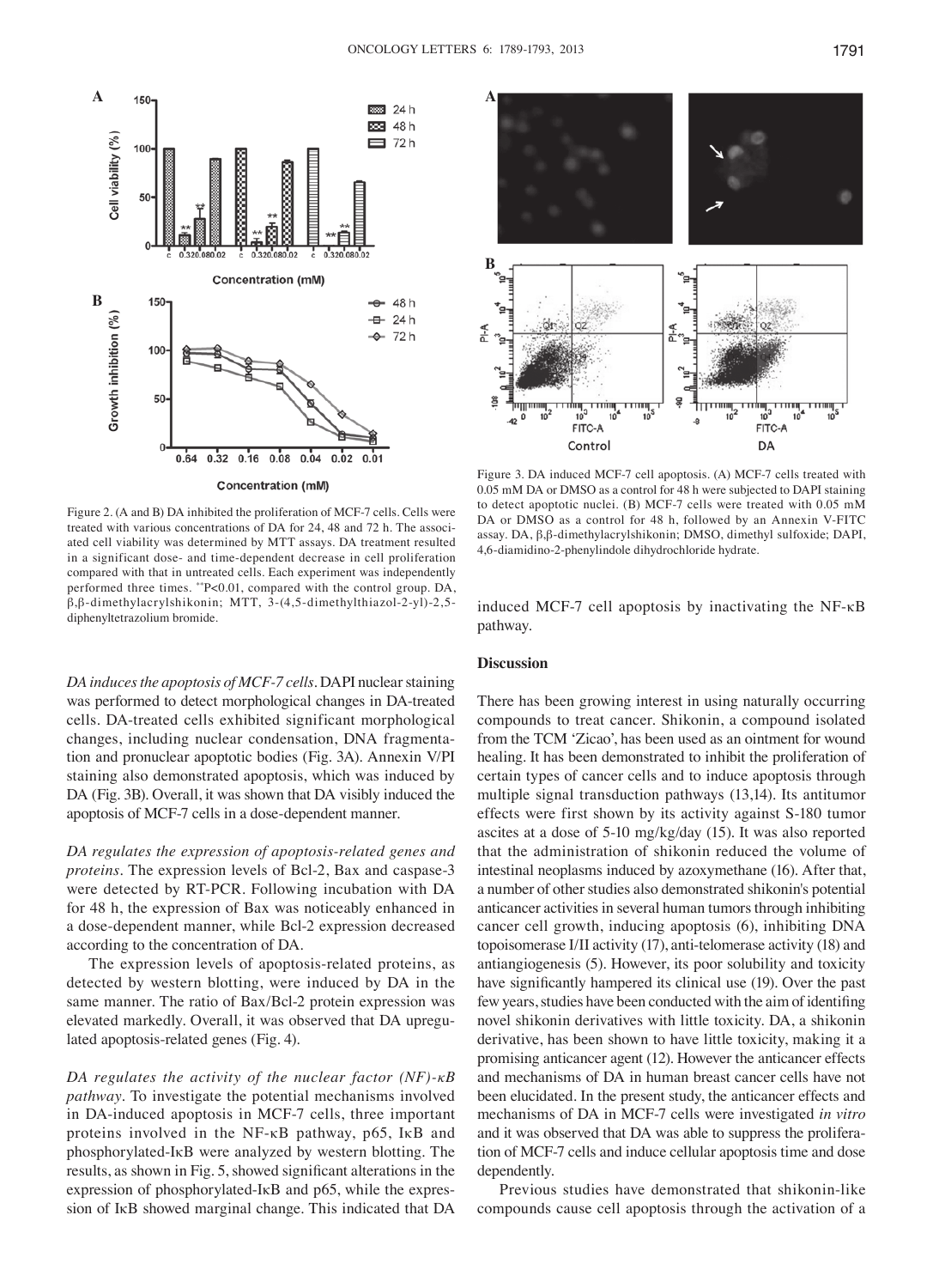Figure 2. (A and B) DA inhibited the proliferation of MCF-7 cells. Cells were treated with various concentrations of DA for 24, 48 and 72 h. The associated cell viability was determined by MTT assays. DA treatment resulted in a significant dose- and time-dependent decrease in cell proliferation compared with that in untreated cells. Each experiment was independently performed three times. [**]P<0.01, compared with the control group. DA, β,β-dimethylacrylshikonin; MTT, 3-(4,5-dimethylthiazol-2-yl)-2,5-diphenyltetrazolium bromide.

Figure 3. DA induced MCF-7 cell apoptosis. (A) MCF-7 cells treated with 0.05 mM DA or DMSO as a control for 48 h were subjected to DAPI staining to detect apoptotic nuclei. (B) MCF-7 cells were treated with 0.05 mM DA or DMSO as a control for 48 h, followed by an Annexin V-FITC assay. DA, β,β-dimethylacrylshikonin; DMSO, dimethyl sulfoxide; DAPI, 4,6-diamidino-2-phenylindole dihydrochloride hydrate.

*DA induces the apoptosis of MCF-7 cells.* DAPI nuclear staining was performed to detect morphological changes in DA-treated cells. DA-treated cells exhibited significant morphological changes, including nuclear condensation, DNA fragmentation and pronuclear apoptotic bodies (Fig. 3A). Annexin V/PI staining also demonstrated apoptosis, which was induced by DA (Fig. 3B). Overall, it was shown that DA visibly induced the apoptosis of MCF-7 cells in a dose-dependent manner.

*DA regulates the expression of apoptosis-related genes and proteins.* The expression levels of Bcl-2, Bax and caspase-3 were detected by RT-PCR. Following incubation with DA for 48 h, the expression of Bax was noticeably enhanced in a dose-dependent manner, while Bcl-2 expression decreased according to the concentration of DA.

The expression levels of apoptosis-related proteins, as detected by western blotting, were induced by DA in the same manner. The ratio of Bax/Bcl-2 protein expression was elevated markedly. Overall, it was observed that DA upregulated apoptosis-related genes (Fig. 4).

*DA regulates the activity of the nuclear factor (NF)-κB pathway.* To investigate the potential mechanisms involved in DA-induced apoptosis in MCF-7 cells, three important proteins involved in the NF-κB pathway, p65, IκB and phosphorylated-IκB were analyzed by western blotting. The results, as shown in Fig. 5, showed significant alterations in the expression of phosphorylated-IκB and p65, while the expression of IκB showed marginal change. This indicated that DA induced MCF-7 cell apoptosis by inactivating the NF-κB pathway.

## Discussion

There has been growing interest in using naturally occurring compounds to treat cancer. Shikonin, a compound isolated from the TCM 'Zicao', has been used as an ointment for wound healing. It has been demonstrated to inhibit the proliferation of certain types of cancer cells and to induce apoptosis through multiple signal transduction pathways (13,14). Its antitumor effects were first shown by its activity against S-180 tumor ascites at a dose of 5-10 mg/kg/day (15). It was also reported that the administration of shikonin reduced the volume of intestinal neoplasms induced by azoxymethane (16). After that, a number of other studies also demonstrated shikonin's potential anticancer activities in several human tumors through inhibiting cancer cell growth, inducing apoptosis (6), inhibiting DNA topoisomerase I/II activity (17), anti-telomerase activity (18) and antiangiogenesis (5). However, its poor solubility and toxicity have significantly hampered its clinical use (19). Over the past few years, studies have been conducted with the aim of identifing novel shikonin derivatives with little toxicity. DA, a shikonin derivative, has been shown to have little toxicity, making it a promising anticancer agent (12). However the anticancer effects and mechanisms of DA in human breast cancer cells have not been elucidated. In the present study, the anticancer effects and mechanisms of DA in MCF-7 cells were investigated *in vitro* and it was observed that DA was able to suppress the proliferation of MCF-7 cells and induce cellular apoptosis time and dose dependently.

Previous studies have demonstrated that shikonin-like compounds cause cell apoptosis through the activation of a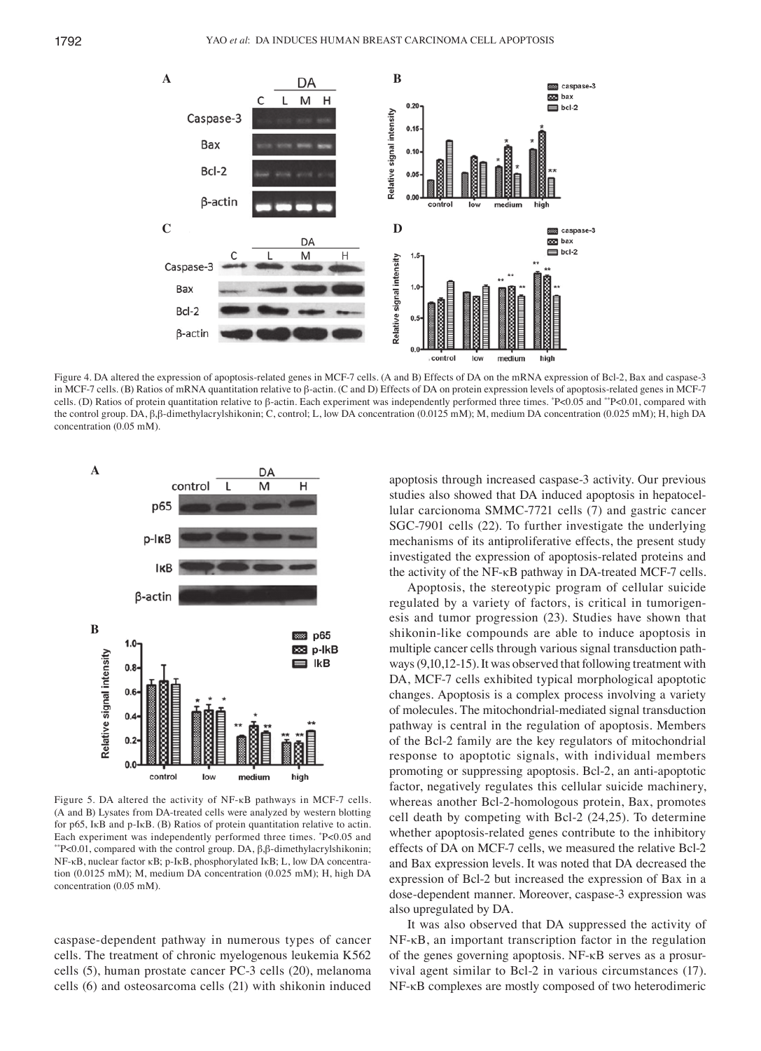Figure 4. DA altered the expression of apoptosis-related genes in MCF-7 cells. (A and B) Effects of DA on the mRNA expression of Bcl-2, Bax and caspase-3 in MCF-7 cells. (B) Ratios of mRNA quantitation relative to β-actin. (C and D) Effects of DA on protein expression levels of apoptosis-related genes in MCF-7 cells. (D) Ratios of protein quantitation relative to β-actin. Each experiment was independently performed three times. *P<0.05 and **P<0.01, compared with the control group. DA, β,β-dimethylacrylshikonin; C, control; L, low DA concentration (0.0125 mM); M, medium DA concentration (0.025 mM); H, high DA concentration (0.05 mM).

Figure 5. DA altered the activity of NF-κB pathways in MCF-7 cells. (A and B) Lysates from DA-treated cells were analyzed by western blotting for p65, IκB and p-IκB. (B) Ratios of protein quantitation relative to actin. Each experiment was independently performed three times. *P<0.05 and **P<0.01, compared with the control group. DA, β,β-dimethylacrylshikonin; NF-κB, nuclear factor κB; p-IκB, phosphorylated IκB; L, low DA concentration (0.0125 mM); M, medium DA concentration (0.025 mM); H, high DA concentration (0.05 mM).

caspase-dependent pathway in numerous types of cancer cells. The treatment of chronic myelogenous leukemia K562 cells (5), human prostate cancer PC-3 cells (20), melanoma cells (6) and osteosarcoma cells (21) with shikonin induced apoptosis through increased caspase-3 activity. Our previous studies also showed that DA induced apoptosis in hepatocellular carcinoma SMMC-7721 cells (7) and gastric cancer SGC-7901 cells (22). To further investigate the underlying mechanisms of its antiproliferative effects, the present study investigated the expression of apoptosis-related proteins and the activity of the NF-κB pathway in DA-treated MCF-7 cells.

Apoptosis, the stereotypic program of cellular suicide regulated by a variety of factors, is critical in tumorigenesis and tumor progression (23). Studies have shown that shikonin-like compounds are able to induce apoptosis in multiple cancer cells through various signal transduction pathways (9,10,12-15). It was observed that following treatment with DA, MCF-7 cells exhibited typical morphological apoptotic changes. Apoptosis is a complex process involving a variety of molecules. The mitochondrial-mediated signal transduction pathway is central in the regulation of apoptosis. Members of the Bcl-2 family are the key regulators of mitochondrial response to apoptotic signals, with individual members promoting or suppressing apoptosis. Bcl-2, an anti-apoptotic factor, negatively regulates this cellular suicide machinery, whereas another Bcl-2-homologous protein, Bax, promotes cell death by competing with Bcl-2 (24,25). To determine whether apoptosis-related genes contribute to the inhibitory effects of DA on MCF-7 cells, we measured the relative Bcl-2 and Bax expression levels. It was noted that DA decreased the expression of Bcl-2 but increased the expression of Bax in a dose-dependent manner. Moreover, caspase-3 expression was also upregulated by DA.

It was also observed that DA suppressed the activity of NF-κB, an important transcription factor in the regulation of the genes governing apoptosis. NF-κB serves as a prosurvival agent similar to Bcl-2 in various circumstances (17). NF-κB complexes are mostly composed of two heterodimeric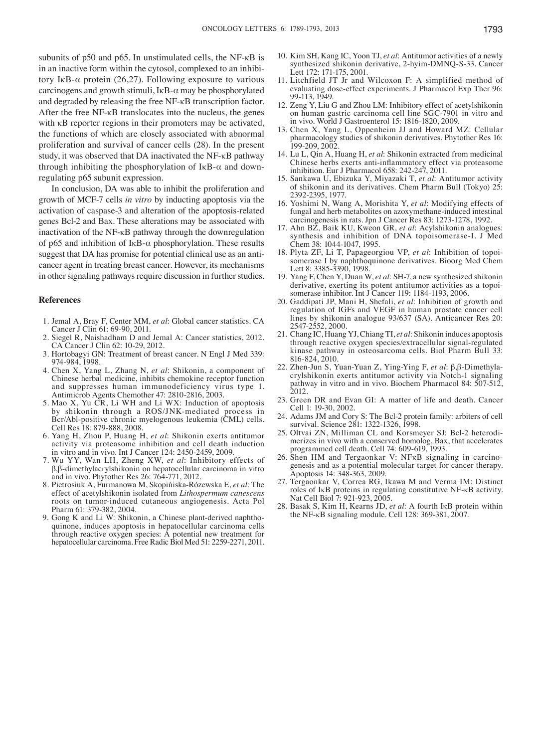subunits of p50 and p65. In unstimulated cells, the NF-κB is in an inactive form within the cytosol, complexed to an inhibitory IκB-α protein (26,27). Following exposure to various carcinogens and growth stimuli, IκB-α may be phosphorylated and degraded by releasing the free NF-κB transcription factor. After the free NF-κB translocates into the nucleus, the genes with κB reporter regions in their promoters may be activated, the functions of which are closely associated with abnormal proliferation and survival of cancer cells (28). In the present study, it was observed that DA inactivated the NF-κB pathway through inhibiting the phosphorylation of IκB-α and downregulating p65 subunit expression.

In conclusion, DA was able to inhibit the proliferation and growth of MCF-7 cells *in vitro* by inducting apoptosis via the activation of caspase-3 and alteration of the apoptosis-related genes Bcl-2 and Bax. These alterations may be associated with inactivation of the NF-κB pathway through the downregulation of p65 and inhibition of IκB-α phosphorylation. These results suggest that DA has promise for potential clinical use as an anticancer agent in treating breast cancer. However, its mechanisms in other signaling pathways require discussion in further studies.

## References

1. Jemal A, Bray F, Center MM, *et al*: Global cancer statistics. CA Cancer J Clin 61: 69-90, 2011.
2. Siegel R, Naishadham D and Jemal A: Cancer statistics, 2012. CA Cancer J Clin 62: 10-29, 2012.
3. Hortobagyi GN: Treatment of breast cancer. N Engl J Med 339: 974-984, 1998.
4. Chen X, Yang L, Zhang N, *et al*: Shikonin, a component of Chinese herbal medicine, inhibits chemokine receptor function and suppresses human immunodeficiency virus type 1. Antimicrob Agents Chemother 47: 2810-2816, 2003.
5. Mao X, Yu CR, Li WH and Li WX: Induction of apoptosis by shikonin through a ROS/JNK-mediated process in Bcr/Abl-positive chronic myelogenous leukemia (CML) cells. Cell Res 18: 879-888, 2008.
6. Yang H, Zhou P, Huang H, *et al*: Shikonin exerts antitumor activity via proteasome inhibition and cell death induction in vitro and in vivo. Int J Cancer 124: 2450-2459, 2009.
7. Wu YY, Wan LH, Zheng XW, *et al*: Inhibitory effects of β,β-dimethylacrylshikonin on hepatocellular carcinoma in vitro and in vivo. Phytother Res 26: 764-771, 2012.
8. Pietrosiuk A, Furmanowa M, Skopińiska-Rózewska E, *et al*: The effect of acetylshikonin isolated from *Lithospermum canescens* roots on tumor-induced cutaneous angiogenesis. Acta Pol Pharm 61: 379-382, 2004.
9. Gong K and Li W: Shikonin, a Chinese plant-derived naphthoquinone, induces apoptosis in hepatocellular carcinoma cells through reactive oxygen species: A potential new treatment for hepatocellular carcinoma. Free Radic Biol Med 51: 2259-2271, 2011.
10. Kim SH, Kang IC, Yoon TJ, *et al*: Antitumor activities of a newly synthesized shikonin derivative, 2-hyim-DMNQ-S-33. Cancer Lett 172: 171-175, 2001.
11. Litchfield JT Jr and Wilcoxon F: A simplified method of evaluating dose-effect experiments. J Pharmacol Exp Ther 96: 99-113, 1949.
12. Zeng Y, Liu G and Zhou LM: Inhibitory effect of acetylshikonin on human gastric carcinoma cell line SGC-7901 in vitro and in vivo. World J Gastroenterol 15: 1816-1820, 2009.
13. Chen X, Yang L, Oppenheim JJ and Howard MZ: Cellular pharmacology studies of shikonin derivatives. Phytother Res 16: 199-209, 2002.
14. Lu L, Qin A, Huang H, *et al*: Shikonin extracted from medicinal Chinese herbs exerts anti-inflammatory effect via proteasome inhibition. Eur J Pharmacol 658: 242-247, 2011.
15. Sankawa U, Ebizuka Y, Miyazaki T, *et al*: Antitumor activity of shikonin and its derivatives. Chem Pharm Bull (Tokyo) 25: 2392-2395, 1977.
16. Yoshimi N, Wang A, Morishita Y, *et al*: Modifying effects of fungal and herb metabolites on azoxymethane-induced intestinal carcinogenesis in rats. Jpn J Cancer Res 83: 1273-1278, 1992.
17. Ahn BZ, Baik KU, Kweon GR, *et al*: Acylshikonin analogues: synthesis and inhibition of DNA topoisomerase-I. J Med Chem 38: 1044-1047, 1995.
18. Plyta ZF, Li T, Papageorgiou VP, *et al*: Inhibition of topoisomerase I by naphthoquinone derivatives. Bioorg Med Chem Lett 8: 3385-3390, 1998.
19. Yang F, Chen Y, Duan W, *et al*: SH-7, a new synthesized shikonin derivative, exerting its potent antitumor activities as a topoisomerase inhibitor. Int J Cancer 119: 1184-1193, 2006.
20. Gaddipati JP, Mani H, Shefali, *et al*: Inhibition of growth and regulation of IGFs and VEGF in human prostate cancer cell lines by shikonin analogue 93/637 (SA). Anticancer Res 20: 2547-2552, 2000.
21. Chang IC, Huang YJ, Chiang TI, *et al*: Shikonin induces apoptosis through reactive oxygen species/extracellular signal-regulated kinase pathway in osteosarcoma cells. Biol Pharm Bull 33: 816-824, 2010.
22. Zhen-Jun S, Yuan-Yuan Z, Ying-Ying F, *et al*: β,β-Dimethylacrylshikonin exerts antitumor activity via Notch-1 signaling pathway in vitro and in vivo. Biochem Pharmacol 84: 507-512, 2012.
23. Green DR and Evan GI: A matter of life and death. Cancer Cell 1: 19-30, 2002.
24. Adams JM and Cory S: The Bcl-2 protein family: arbiters of cell survival. Science 281: 1322-1326, 1998.
25. Oltvai ZN, Milliman CL and Korsmeyer SJ: Bcl-2 heterodimerizes in vivo with a conserved homolog, Bax, that accelerates programmed cell death. Cell 74: 609-619, 1993.
26. Shen HM and Tergaonkar V: NFκB signaling in carcinogenesis and as a potential molecular target for cancer therapy. Apoptosis 14: 348-363, 2009.
27. Tergaonkar V, Correa RG, Ikawa M and Verma IM: Distinct roles of IκB proteins in regulating constitutive NF-κB activity. Nat Cell Biol 7: 921-923, 2005.
28. Basak S, Kim H, Kearns JD, *et al*: A fourth IκB protein within the NF-κB signaling module. Cell 128: 369-381, 2007.